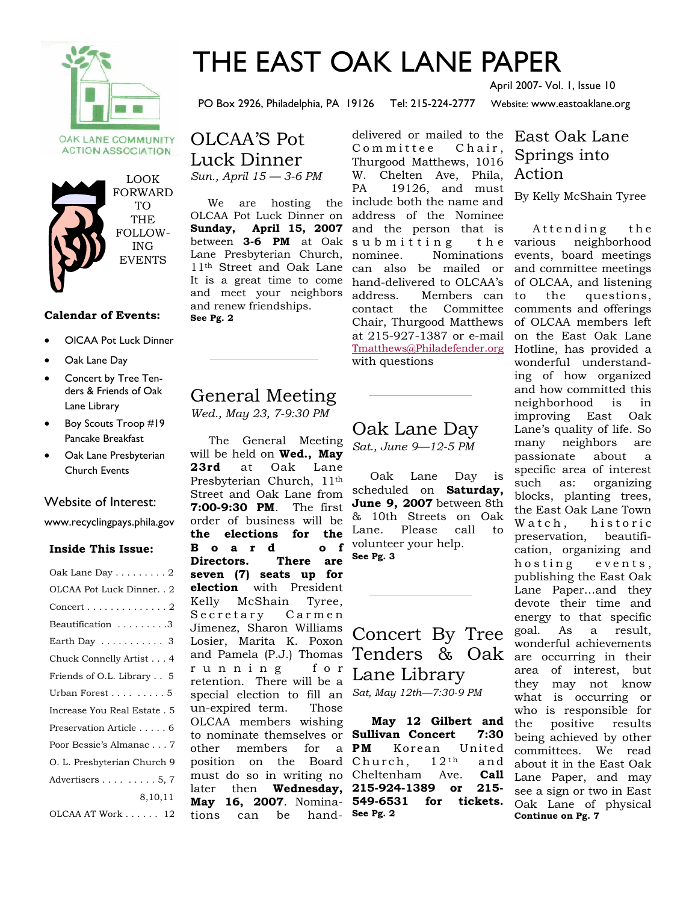# THE EAST OAK LANE PAPER

April 2007- Vol. I, Issue 10

PO Box 2926, Philadelphia, PA 19126 Tel: 215-224-2777 Website: www.eastoaklane.org

OAK LANE COMMUNITY ACTION ASSOCIATION

LOOK FORWARD TO THE FOLLOWING EVENTS

**Calendar of Events:**

- OlCAA Pot Luck Dinner
- Oak Lane Day
- Concert by Tree Tenders & Friends of Oak Lane Library
- Boy Scouts Troop #19 Pancake Breakfast
- Oak Lane Presbyterian Church Events

Website of Interest:

www.recyclingpays.phila.gov

**Inside This Issue:**

| | |
|---|---|
| Oak Lane Day | 2 |
| OLCAA Pot Luck Dinner | 2 |
| Concert | 2 |
| Beautification | 3 |
| Earth Day | 3 |
| Chuck Connelly Artist | 4 |
| Friends of O.L. Library | 5 |
| Urban Forest | 5 |
| Increase You Real Estate | 5 |
| Preservation Article | 6 |
| Poor Bessie's Almanac | 7 |
| O. L. Presbyterian Church | 9 |
| Advertisers | 5, 7 8,10,11 |
| OLCAA AT Work | 12 |

## OLCAA'S Pot Luck Dinner

*Sun., April 15 — 3-6 PM*

We are hosting the OLCAA Pot Luck Dinner on **Sunday, April 15, 2007** between **3-6 PM** at Oak Lane Presbyterian Church, 11th Street and Oak Lane It is a great time to come and meet your neighbors and renew friendships.

**See Pg. 2**

## General Meeting

*Wed., May 23, 7-9:30 PM*

The General Meeting will be held on **Wed., May 23rd** at Oak Lane Presbyterian Church, 11th Street and Oak Lane from **7:00-9:30 PM**. The first order of business will be **the elections for the Board of Directors. There are seven (7) seats up for election** with President Kelly McShain Tyree, Secretary Carmen Jimenez, Sharon Williams Losier, Marita K. Poxon and Pamela (P.J.) Thomas running for retention. There will be a special election to fill an un-expired term. Those OLCAA members wishing to nominate themselves or other members for a position on the Board must do so in writing no later then **Wednesday, May 16, 2007**. Nominations can be hand-delivered or mailed to the Committee Chair, Thurgood Matthews, 1016 W. Chelten Ave, Phila, PA 19126, and must include both the name and address of the Nominee and the person that is submitting the nominee. Nominations can also be mailed or hand-delivered to OLCAA's address. Members can contact the Committee Chair, Thurgood Matthews at 215-927-1387 or e-mail Tmatthews@Philadefender.org with questions

## Oak Lane Day

*Sat., June 9—12-5 PM*

Oak Lane Day is scheduled on **Saturday, June 9, 2007** between 8th & 10th Streets on Oak Lane. Please call to volunteer your help.

**See Pg. 3**

## Concert By Tree Tenders & Oak Lane Library

*Sat, May 12th—7:30-9 PM*

**May 12 Gilbert and Sullivan Concert 7:30 PM** Korean United Church, 12th and Cheltenham Ave. **Call 215-924-1389 or 215-549-6531 for tickets.**

**See Pg. 2**

## East Oak Lane Springs into Action

By Kelly McShain Tyree

Attending the various neighborhood events, board meetings and committee meetings of OLCAA, and listening to the questions, comments and offerings of OLCAA members left on the East Oak Lane Hotline, has provided a wonderful understanding of how organized and how committed this neighborhood is in improving East Oak Lane's quality of life. So many neighbors are passionate about a specific area of interest such as: organizing blocks, planting trees, the East Oak Lane Town Watch, historic preservation, beautification, organizing and hosting events, publishing the East Oak Lane Paper...and they devote their time and energy to that specific goal. As a result, wonderful achievements are occurring in their area of interest, but they may not know what is occurring or who is responsible for the positive results being achieved by other committees. We read about it in the East Oak Lane Paper, and may see a sign or two in East Oak Lane of physical

**Continue on Pg. 7**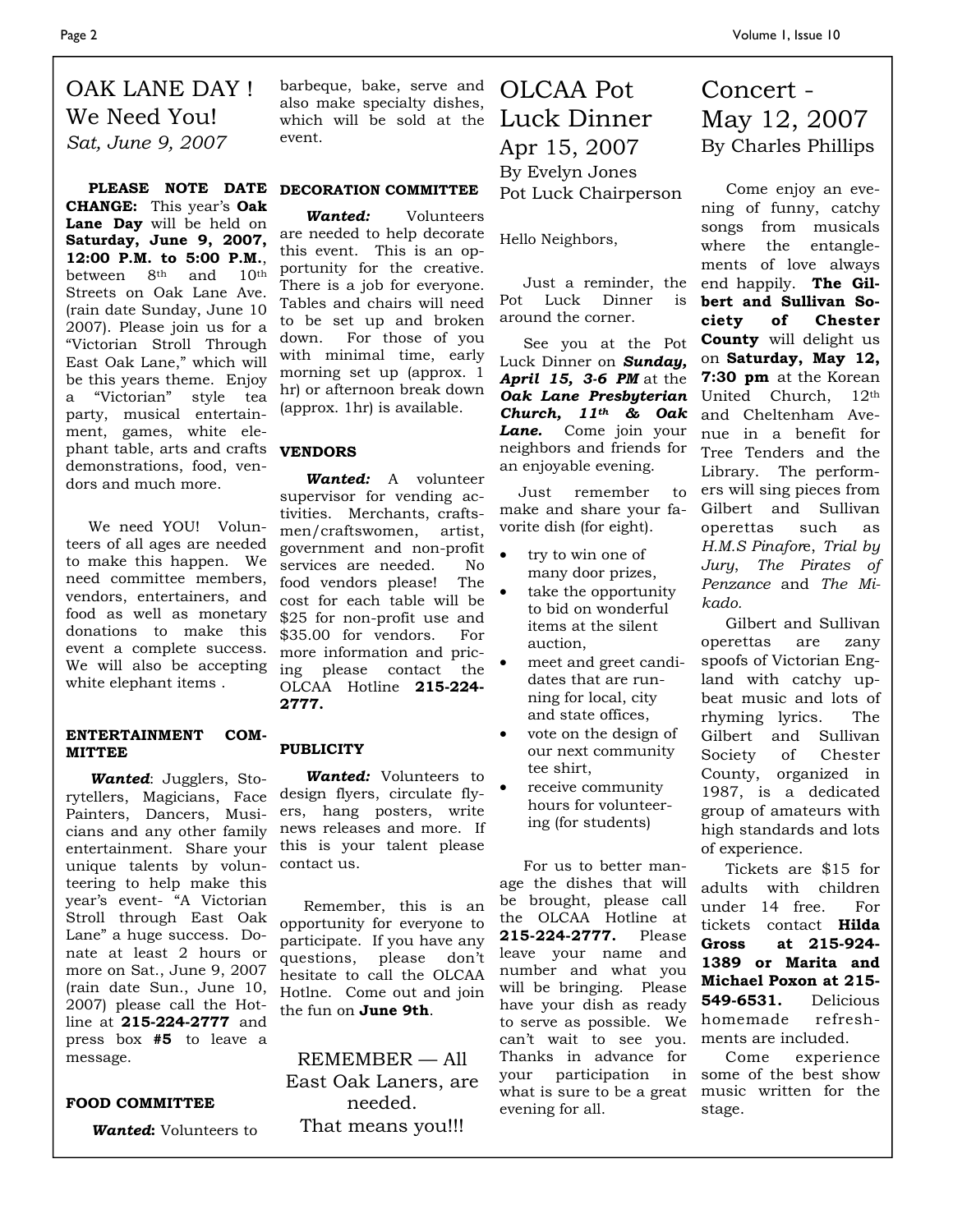# OAK LANE DAY ! We Need You!

*Sat, June 9, 2007*

**PLEASE NOTE DATE CHANGE:** This year's **Oak Lane Day** will be held on **Saturday, June 9, 2007, 12:00 P.M. to 5:00 P.M.**, between 8th and 10th Streets on Oak Lane Ave. (rain date Sunday, June 10 2007). Please join us for a "Victorian Stroll Through East Oak Lane," which will be this years theme. Enjoy a "Victorian" style tea party, musical entertainment, games, white elephant table, arts and crafts demonstrations, food, vendors and much more.

We need YOU! Volunteers of all ages are needed to make this happen. We need committee members, vendors, entertainers, and food as well as monetary donations to make this event a complete success. We will also be accepting white elephant items .

**ENTERTAINMENT COMMITTEE**

***Wanted***: Jugglers, Storytellers, Magicians, Face Painters, Dancers, Musicians and any other family entertainment. Share your unique talents by volunteering to help make this year's event- "A Victorian Stroll through East Oak Lane" a huge success. Donate at least 2 hours or more on Sat., June 9, 2007 (rain date Sun., June 10, 2007) please call the Hotline at **215-224-2777** and press box **#5** to leave a message.

**FOOD COMMITTEE**

***Wanted:*** Volunteers to barbeque, bake, serve and also make specialty dishes, which will be sold at the event.

**DECORATION COMMITTEE**

***Wanted:*** Volunteers are needed to help decorate this event. This is an opportunity for the creative. There is a job for everyone. Tables and chairs will need to be set up and broken down. For those of you with minimal time, early morning set up (approx. 1 hr) or afternoon break down (approx. 1hr) is available.

**VENDORS**

***Wanted:*** A volunteer supervisor for vending activities. Merchants, craftsmen/craftswomen, artist, government and non-profit services are needed. No food vendors please! The cost for each table will be $25 for non-profit use and $35.00 for vendors. For more information and pricing please contact the OLCAA Hotline **215-224-2777.**

**PUBLICITY**

***Wanted:*** Volunteers to design flyers, circulate flyers, hang posters, write news releases and more. If this is your talent please contact us.

Remember, this is an opportunity for everyone to participate. If you have any questions, please don't hesitate to call the OLCAA Hotlne. Come out and join the fun on **June 9th**.

REMEMBER — All East Oak Laners, are needed.
That means you!!!

# OLCAA Pot Luck Dinner

## Apr 15, 2007

By Evelyn Jones
Pot Luck Chairperson

Hello Neighbors,

Just a reminder, the Pot Luck Dinner is around the corner.

See you at the Pot Luck Dinner on ***Sunday, April 15, 3-6 PM*** at the ***Oak Lane Presbyterian Church, 11th & Oak Lane.*** Come join your neighbors and friends for an enjoyable evening.

Just remember to make and share your favorite dish (for eight).

- try to win one of many door prizes,
- take the opportunity to bid on wonderful items at the silent auction,
- meet and greet candidates that are running for local, city and state offices,
- vote on the design of our next community tee shirt,
- receive community hours for volunteering (for students)

For us to better manage the dishes that will be brought, please call the OLCAA Hotline at **215-224-2777.** Please leave your name and number and what you will be bringing. Please have your dish as ready to serve as possible. We can't wait to see you. Thanks in advance for your participation in what is sure to be a great evening for all.

# Concert - May 12, 2007

By Charles Phillips

Come enjoy an evening of funny, catchy songs from musicals where the entanglements of love always end happily. **The Gilbert and Sullivan Society of Chester County** will delight us on **Saturday, May 12, 7:30 pm** at the Korean United Church, 12th and Cheltenham Avenue in a benefit for Tree Tenders and the Library. The performers will sing pieces from Gilbert and Sullivan operettas such as *H.M.S Pinafore*, *Trial by Jury*, *The Pirates of Penzance* and *The Mikado.*

Gilbert and Sullivan operettas are zany spoofs of Victorian England with catchy upbeat music and lots of rhyming lyrics. The Gilbert and Sullivan Society of Chester County, organized in 1987, is a dedicated group of amateurs with high standards and lots of experience.

Tickets are $15 for adults with children under 14 free. For tickets contact **Hilda Gross at 215-924-1389 or Marita and Michael Poxon at 215-549-6531.** Delicious homemade refreshments are included.

Come experience some of the best show music written for the stage.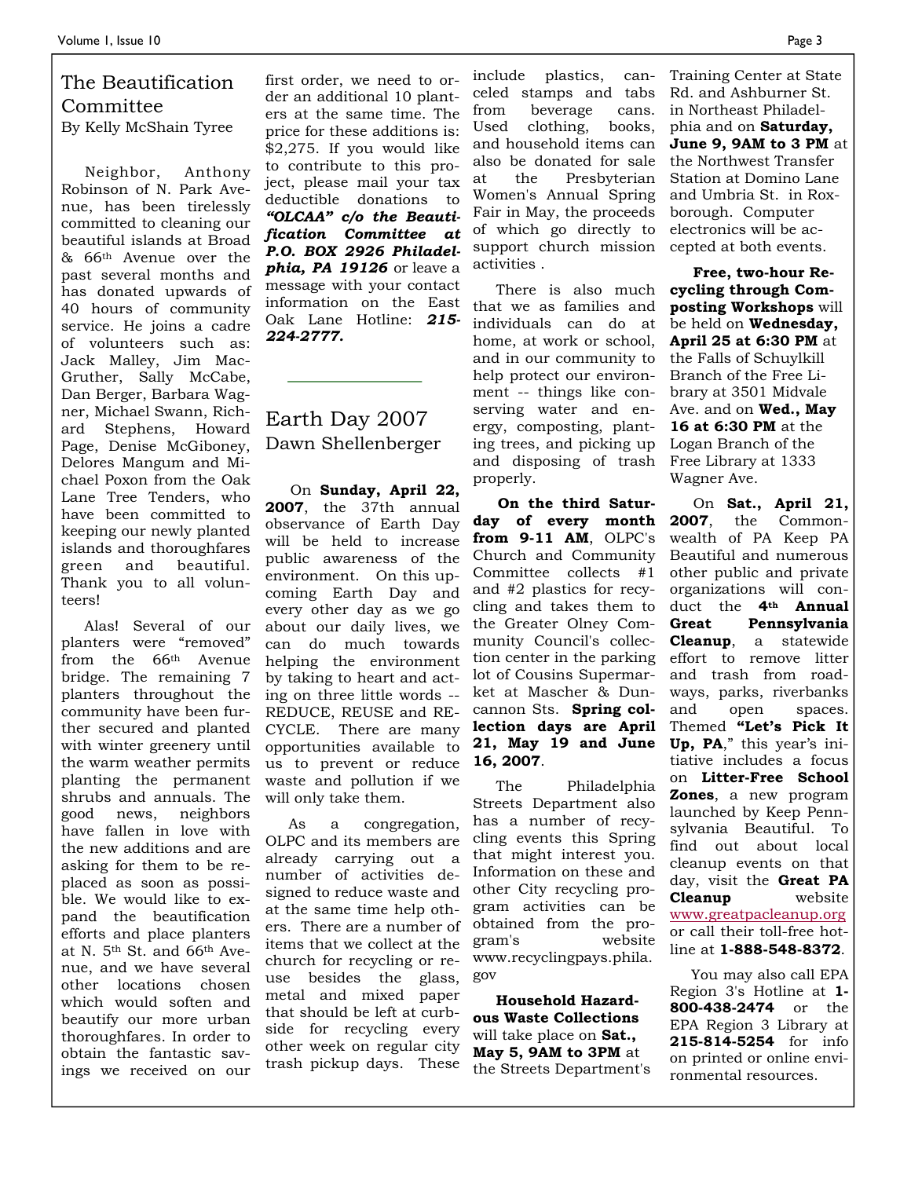## The Beautification Committee

By Kelly McShain Tyree

Neighbor, Anthony Robinson of N. Park Avenue, has been tirelessly committed to cleaning our beautiful islands at Broad & 66th Avenue over the past several months and has donated upwards of 40 hours of community service. He joins a cadre of volunteers such as: Jack Malley, Jim MacGruther, Sally McCabe, Dan Berger, Barbara Wagner, Michael Swann, Richard Stephens, Howard Page, Denise McGiboney, Delores Mangum and Michael Poxon from the Oak Lane Tree Tenders, who have been committed to keeping our newly planted islands and thoroughfares green and beautiful. Thank you to all volunteers!

Alas! Several of our planters were "removed" from the 66th Avenue bridge. The remaining 7 planters throughout the community have been further secured and planted with winter greenery until the warm weather permits planting the permanent shrubs and annuals. The good news, neighbors have fallen in love with the new additions and are asking for them to be replaced as soon as possible. We would like to expand the beautification efforts and place planters at N. 5th St. and 66th Avenue, and we have several other locations chosen which would soften and beautify our more urban thoroughfares. In order to obtain the fantastic savings we received on our first order, we need to order an additional 10 planters at the same time. The price for these additions is: $2,275. If you would like to contribute to this project, please mail your tax deductible donations to ***"OLCAA" c/o the Beautification Committee at P.O. BOX 2926 Philadelphia, PA 19126*** or leave a message with your contact information on the East Oak Lane Hotline: ***215-224-2777.***

---

## Earth Day 2007

Dawn Shellenberger

On **Sunday, April 22, 2007**, the 37th annual observance of Earth Day will be held to increase public awareness of the environment. On this upcoming Earth Day and every other day as we go about our daily lives, we can do much towards helping the environment by taking to heart and acting on three little words -- REDUCE, REUSE and RECYCLE. There are many opportunities available to us to prevent or reduce waste and pollution if we will only take them.

As a congregation, OLPC and its members are already carrying out a number of activities designed to reduce waste and at the same time help others. There are a number of items that we collect at the church for recycling or reuse besides the glass, metal and mixed paper that should be left at curbside for recycling every other week on regular city trash pickup days. These include plastics, canceled stamps and tabs from beverage cans. Used clothing, books, and household items can also be donated for sale at the Presbyterian Women's Annual Spring Fair in May, the proceeds of which go directly to support church mission activities .

There is also much that we as families and individuals can do at home, at work or school, and in our community to help protect our environment -- things like conserving water and energy, composting, planting trees, and picking up and disposing of trash properly.

**On the third Saturday of every month from 9-11 AM**, OLPC's Church and Community Committee collects #1 and #2 plastics for recycling and takes them to the Greater Olney Community Council's collection center in the parking lot of Cousins Supermarket at Mascher & Duncannon Sts. **Spring collection days are April 21, May 19 and June 16, 2007**.

The Philadelphia Streets Department also has a number of recycling events this Spring that might interest you. Information on these and other City recycling program activities can be obtained from the program's website www.recyclingpays.phila.gov

**Household Hazardous Waste Collections** will take place on **Sat., May 5, 9AM to 3PM** at the Streets Department's Training Center at State Rd. and Ashburner St. in Northeast Philadelphia and on **Saturday, June 9, 9AM to 3 PM** at the Northwest Transfer Station at Domino Lane and Umbria St. in Roxborough. Computer electronics will be accepted at both events.

**Free, two-hour Recycling through Composting Workshops** will be held on **Wednesday, April 25 at 6:30 PM** at the Falls of Schuylkill Branch of the Free Library at 3501 Midvale Ave. and on **Wed., May 16 at 6:30 PM** at the Logan Branch of the Free Library at 1333 Wagner Ave.

On **Sat., April 21, 2007**, the Commonwealth of PA Keep PA Beautiful and numerous other public and private organizations will conduct the **4th Annual Great Pennsylvania Cleanup**, a statewide effort to remove litter and trash from roadways, parks, riverbanks and open spaces. Themed **"Let's Pick It Up, PA**," this year's initiative includes a focus on **Litter-Free School Zones**, a new program launched by Keep Pennsylvania Beautiful. To find out about local cleanup events on that day, visit the **Great PA Cleanup** website www.greatpacleanup.org or call their toll-free hotline at **1-888-548-8372**.

You may also call EPA Region 3's Hotline at **1-800-438-2474** or the EPA Region 3 Library at **215-814-5254** for info on printed or online environmental resources.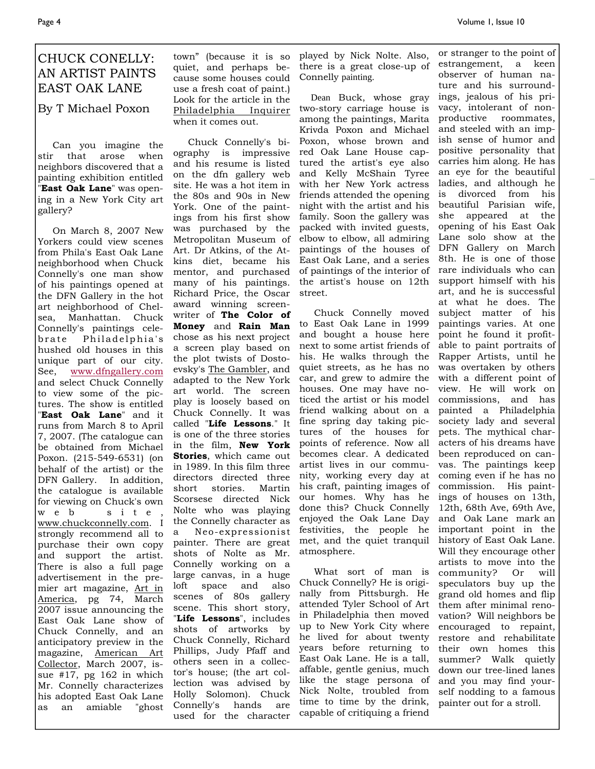# CHUCK CONELLY: AN ARTIST PAINTS EAST OAK LANE

## By T Michael Poxon

Can you imagine the stir that arose when neighbors discovered that a painting exhibition entitled "**East Oak Lane**" was opening in a New York City art gallery?

On March 8, 2007 New Yorkers could view scenes from Phila's East Oak Lane neighborhood when Chuck Connelly's one man show of his paintings opened at the DFN Gallery in the hot art neighborhood of Chelsea, Manhattan. Chuck Connelly's paintings celebrate Philadelphia's hushed old houses in this unique part of our city. See, www.dfngallery.com and select Chuck Connelly to view some of the pictures. The show is entitled "**East Oak Lane**" and it runs from March 8 to April 7, 2007. (The catalogue can be obtained from Michael Poxon. (215-549-6531) (on behalf of the artist) or the DFN Gallery. In addition, the catalogue is available for viewing on Chuck's own web site, www.chuckconnelly.com. I strongly recommend all to purchase their own copy and support the artist. There is also a full page advertisement in the premier art magazine, Art in America, pg 74, March 2007 issue announcing the East Oak Lane show of Chuck Connelly, and an anticipatory preview in the magazine, American Art Collector, March 2007, issue #17, pg 162 in which Mr. Connelly characterizes his adopted East Oak Lane as an amiable "ghost town" (because it is so quiet, and perhaps because some houses could use a fresh coat of paint.) Look for the article in the Philadelphia Inquirer when it comes out.

Chuck Connelly's biography is impressive and his resume is listed on the dfn gallery web site. He was a hot item in the 80s and 90s in New York. One of the paintings from his first show was purchased by the Metropolitan Museum of Art. Dr Atkins, of the Atkins diet, became his mentor, and purchased many of his paintings. Richard Price, the Oscar award winning screenwriter of **The Color of Money** and **Rain Man** chose as his next project a screen play based on the plot twists of Dostoevsky's The Gambler, and adapted to the New York art world. The screen play is loosely based on Chuck Connelly. It was called "**Life Lessons**." It is one of the three stories in the film, **New York Stories**, which came out in 1989. In this film three directors directed three short stories. Martin Scorsese directed Nick Nolte who was playing the Connelly character as a Neo-expressionist painter. There are great shots of Nolte as Mr. Connelly working on a large canvas, in a huge loft space and also scenes of 80s gallery scene. This short story, "**Life Lessons**", includes shots of artworks by Chuck Connelly, Richard Phillips, Judy Pfaff and others seen in a collector's house; (the art collection was advised by Holly Solomon). Chuck Connelly's hands are used for the character played by Nick Nolte. Also, there is a great close-up of Connelly painting.

Dean Buck, whose gray two-story carriage house is among the paintings, Marita Krivda Poxon and Michael Poxon, whose brown and red Oak Lane House captured the artist's eye also and Kelly McShain Tyree with her New York actress friends attended the opening night with the artist and his family. Soon the gallery was packed with invited guests, elbow to elbow, all admiring paintings of the houses of East Oak Lane, and a series of paintings of the interior of the artist's house on 12th street.

Chuck Connelly moved to East Oak Lane in 1999 and bought a house here next to some artist friends of his. He walks through the quiet streets, as he has no car, and grew to admire the houses. One may have noticed the artist or his model friend walking about on a fine spring day taking pictures of the houses for points of reference. Now all becomes clear. A dedicated artist lives in our community, working every day at his craft, painting images of our homes. Why has he done this? Chuck Connelly enjoyed the Oak Lane Day festivities, the people he met, and the quiet tranquil atmosphere.

What sort of man is Chuck Connelly? He is originally from Pittsburgh. He attended Tyler School of Art in Philadelphia then moved up to New York City where he lived for about twenty years before returning to East Oak Lane. He is a tall, affable, gentle genius, much like the stage persona of Nick Nolte, troubled from time to time by the drink, capable of critiquing a friend or stranger to the point of estrangement, a keen observer of human nature and his surroundings, jealous of his privacy, intolerant of non-productive roommates, and steeled with an impish sense of humor and positive personality that carries him along. He has an eye for the beautiful ladies, and although he is divorced from his beautiful Parisian wife, she appeared at the opening of his East Oak Lane solo show at the DFN Gallery on March 8th. He is one of those rare individuals who can support himself with his art, and he is successful at what he does. The subject matter of his paintings varies. At one point he found it profitable to paint portraits of Rapper Artists, until he was overtaken by others with a different point of view. He will work on commissions, and has painted a Philadelphia society lady and several pets. The mythical characters of his dreams have been reproduced on canvas. The paintings keep coming even if he has no commission. His paintings of houses on 13th, 12th, 68th Ave, 69th Ave, and Oak Lane mark an important point in the history of East Oak Lane. Will they encourage other artists to move into the community? Or will speculators buy up the grand old homes and flip them after minimal renovation? Will neighbors be encouraged to repaint, restore and rehabilitate their own homes this summer? Walk quietly down our tree-lined lanes and you may find yourself nodding to a famous painter out for a stroll.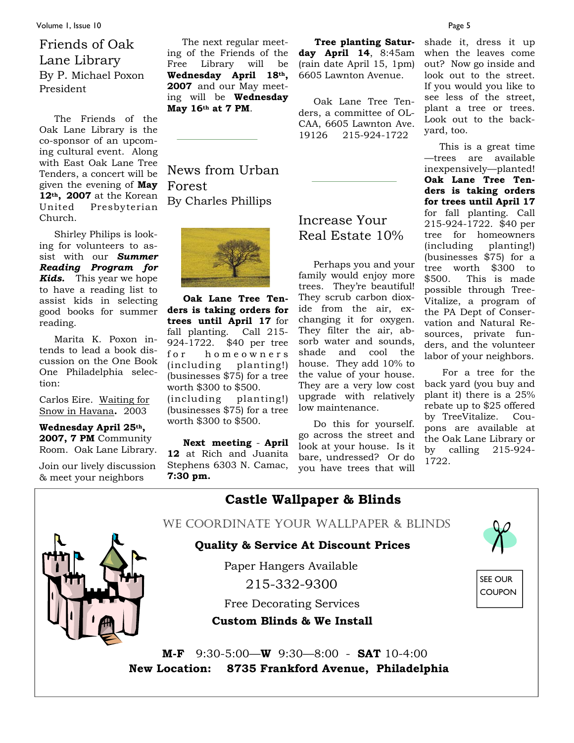## Friends of Oak Lane Library

By P. Michael Poxon
President

The Friends of the Oak Lane Library is the co-sponsor of an upcoming cultural event. Along with East Oak Lane Tree Tenders, a concert will be given the evening of **May 12th, 2007** at the Korean United Presbyterian Church.

Shirley Philips is looking for volunteers to assist with our ***Summer Reading Program for Kids.*** This year we hope to have a reading list to assist kids in selecting good books for summer reading.

Marita K. Poxon intends to lead a book discussion on the One Book One Philadelphia selection:

Carlos Eire. Waiting for Snow in Havana**.** 2003

**Wednesday April 25th, 2007, 7 PM** Community Room. Oak Lane Library.

Join our lively discussion & meet your neighbors

The next regular meeting of the Friends of the Free Library will be **Wednesday April 18th, 2007** and our May meeting will be **Wednesday May 16th at 7 PM**.

---

## News from Urban Forest

By Charles Phillips

**Oak Lane Tree Tenders is taking orders for trees until April 17** for fall planting. Call 215-924-1722. $40 per tree for homeowners (including planting!) (businesses $75) for a tree worth $300 to $500. (including planting!) (businesses $75) for a tree worth $300 to $500.

**Next meeting** - **April 12** at Rich and Juanita Stephens 6303 N. Camac, **7:30 pm.**

**Tree planting Saturday April 14**, 8:45am (rain date April 15, 1pm) 6605 Lawnton Avenue.

Oak Lane Tree Tenders, a committee of OLCAA, 6605 Lawnton Ave. 19126 215-924-1722

---

## Increase Your Real Estate 10%

Perhaps you and your family would enjoy more trees. They're beautiful! They scrub carbon dioxide from the air, exchanging it for oxygen. They filter the air, absorb water and sounds, shade and cool the house. They add 10% to the value of your house. They are a very low cost upgrade with relatively low maintenance.

Do this for yourself. go across the street and look at your house. Is it bare, undressed? Or do you have trees that will shade it, dress it up when the leaves come out? Now go inside and look out to the street. If you would you like to see less of the street, plant a tree or trees. Look out to the backyard, too.

This is a great time—trees are available inexpensively—planted! **Oak Lane Tree Tenders is taking orders for trees until April 17** for fall planting. Call 215-924-1722. $40 per tree for homeowners (including planting!) (businesses $75) for a tree worth $300 to $500. This is made possible through TreeVitalize, a program of the PA Dept of Conservation and Natural Resources, private funders, and the volunteer labor of your neighbors.

For a tree for the back yard (you buy and plant it) there is a 25% rebate up to $25 offered by TreeVitalize. Coupons are available at the Oak Lane Library or by calling 215-924-1722.

---

**Castle Wallpaper & Blinds**

WE COORDINATE YOUR WALLPAPER & BLINDS

**Quality & Service At Discount Prices**

Paper Hangers Available

215-332-9300

Free Decorating Services

**Custom Blinds & We Install**

SEE OUR COUPON

**M-F** 9:30-5:00—**W** 9:30—8:00 - **SAT** 10-4:00

**New Location: 8735 Frankford Avenue, Philadelphia**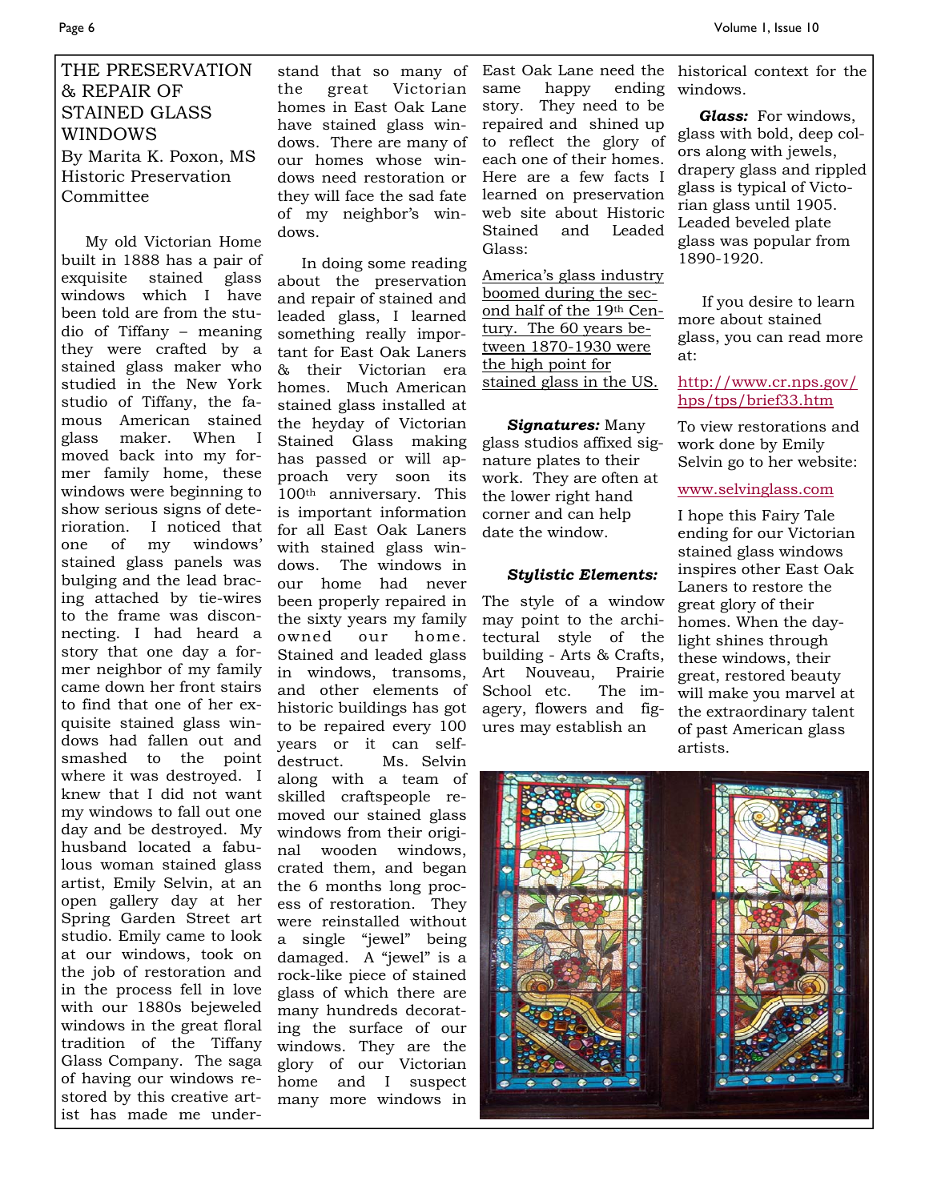# THE PRESERVATION & REPAIR OF STAINED GLASS WINDOWS

By Marita K. Poxon, MS
Historic Preservation Committee

My old Victorian Home built in 1888 has a pair of exquisite stained glass windows which I have been told are from the studio of Tiffany – meaning they were crafted by a stained glass maker who studied in the New York studio of Tiffany, the famous American stained glass maker. When I moved back into my former family home, these windows were beginning to show serious signs of deterioration. I noticed that one of my windows' stained glass panels was bulging and the lead bracing attached by tie-wires to the frame was disconnecting. I had heard a story that one day a former neighbor of my family came down her front stairs to find that one of her exquisite stained glass windows had fallen out and smashed to the point where it was destroyed. I knew that I did not want my windows to fall out one day and be destroyed. My husband located a fabulous woman stained glass artist, Emily Selvin, at an open gallery day at her Spring Garden Street art studio. Emily came to look at our windows, took on the job of restoration and in the process fell in love with our 1880s bejeweled windows in the great floral tradition of the Tiffany Glass Company. The saga of having our windows restored by this creative artist has made me understand that so many of the great Victorian homes in East Oak Lane have stained glass windows. There are many of our homes whose windows need restoration or they will face the sad fate of my neighbor's windows.

In doing some reading about the preservation and repair of stained and leaded glass, I learned something really important for East Oak Laners & their Victorian era homes. Much American stained glass installed at the heyday of Victorian Stained Glass making has passed or will approach very soon its 100th anniversary. This is important information for all East Oak Laners with stained glass windows. The windows in our home had never been properly repaired in the sixty years my family owned our home. Stained and leaded glass in windows, transoms, and other elements of historic buildings has got to be repaired every 100 years or it can self-destruct. Ms. Selvin along with a team of skilled craftspeople removed our stained glass windows from their original wooden windows, crated them, and began the 6 months long process of restoration. They were reinstalled without a single "jewel" being damaged. A "jewel" is a rock-like piece of stained glass of which there are many hundreds decorating the surface of our windows. They are the glory of our Victorian home and I suspect many more windows in East Oak Lane need the same happy ending story. They need to be repaired and shined up to reflect the glory of each one of their homes. Here are a few facts I learned on preservation web site about Historic Stained and Leaded Glass:

America's glass industry boomed during the second half of the 19th Century. The 60 years between 1870-1930 were the high point for stained glass in the US.

***Signatures:*** Many glass studios affixed signature plates to their work. They are often at the lower right hand corner and can help date the window.

***Stylistic Elements:*** The style of a window may point to the architectural style of the building - Arts & Crafts, Art Nouveau, Prairie School etc. The imagery, flowers and figures may establish an historical context for the windows.

***Glass:*** For windows, glass with bold, deep colors along with jewels, drapery glass and rippled glass is typical of Victorian glass until 1905. Leaded beveled plate glass was popular from 1890-1920.

If you desire to learn more about stained glass, you can read more at:

http://www.cr.nps.gov/hps/tps/brief33.htm

To view restorations and work done by Emily Selvin go to her website:

www.selvinglass.com

I hope this Fairy Tale ending for our Victorian stained glass windows inspires other East Oak Laners to restore the great glory of their homes. When the daylight shines through these windows, their great, restored beauty will make you marvel at the extraordinary talent of past American glass artists.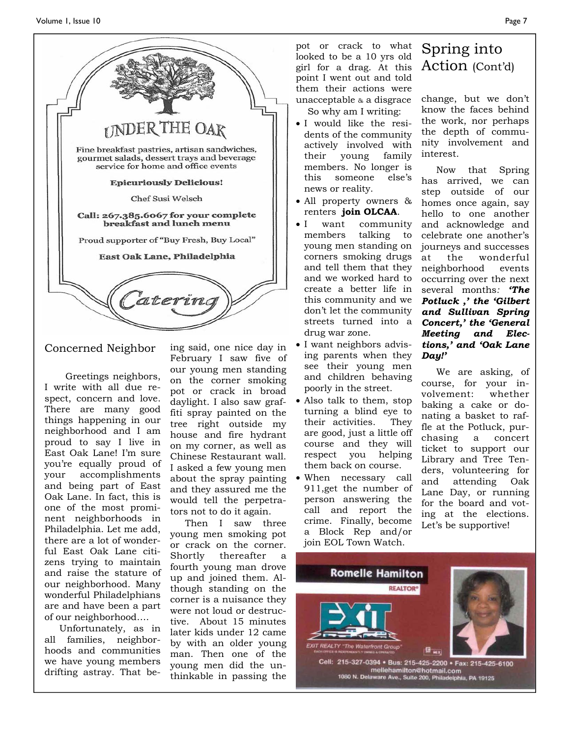UNDER THE OAK

Fine breakfast pastries, artisan sandwiches, gourmet salads, dessert trays and beverage service for home and office events

**Epicuriously Delicious!**

Chef Susi Welsch

**Call: 267.385.6067 for your complete breakfast and lunch menu**

Proud supporter of "Buy Fresh, Buy Local"

**East Oak Lane, Philadelphia**

Catering

## Concerned Neighbor

Greetings neighbors, I write with all due respect, concern and love. There are many good things happening in our neighborhood and I am proud to say I live in East Oak Lane! I'm sure you're equally proud of your accomplishments and being part of East Oak Lane. In fact, this is one of the most prominent neighborhoods in Philadelphia. Let me add, there are a lot of wonderful East Oak Lane citizens trying to maintain and raise the stature of our neighborhood. Many wonderful Philadelphians are and have been a part of our neighborhood….

Unfortunately, as in all families, neighborhoods and communities we have young members drifting astray. That being said, one nice day in February I saw five of our young men standing on the corner smoking pot or crack in broad daylight. I also saw graffiti spray painted on the tree right outside my house and fire hydrant on my corner, as well as Chinese Restaurant wall. I asked a few young men about the spray painting and they assured me the would tell the perpetrators not to do it again.

Then I saw three young men smoking pot or crack on the corner. Shortly thereafter a fourth young man drove up and joined them. Although standing on the corner is a nuisance they were not loud or destructive. About 15 minutes later kids under 12 came by with an older young man. Then one of the young men did the unthinkable in passing the pot or crack to what looked to be a 10 yrs old girl for a drag. At this point I went out and told them their actions were unacceptable & a disgrace

So why am I writing:

- I would like the residents of the community actively involved with their young family members. No longer is this someone else's news or reality.
- All property owners & renters **join OLCAA**.
- I want community members talking to young men standing on corners smoking drugs and tell them that they and we worked hard to create a better life in this community and we don't let the community streets turned into a drug war zone.
- I want neighbors advising parents when they see their young men and children behaving poorly in the street.
- Also talk to them, stop turning a blind eye to their activities. They are good, just a little off course and they will respect you helping them back on course.
- When necessary call 911,get the number of person answering the call and report the crime. Finally, become a Block Rep and/or join EOL Town Watch.

## Spring into Action (Cont'd)

change, but we don't know the faces behind the work, nor perhaps the depth of community involvement and interest.

Now that Spring has arrived, we can step outside of our homes once again, say hello to one another and acknowledge and celebrate one another's journeys and successes at the wonderful neighborhood events occurring over the next several months: ***'The Potluck ,' the 'Gilbert and Sullivan Spring Concert,' the 'General Meeting and Elections,' and 'Oak Lane Day!'***

We are asking, of course, for your involvement: whether baking a cake or donating a basket to raffle at the Potluck, purchasing a concert ticket to support our Library and Tree Tenders, volunteering for and attending Oak Lane Day, or running for the board and voting at the elections. Let's be supportive!

**Romelle Hamilton**
REALTOR®

EXIT REALTY "The Waterfront Group"
EACH OFFICE IS INDEPENDENTLY OWNED & OPERATED

Cell: 215-327-0394 • Bus: 215-425-2200 • Fax: 215-425-6100
mellehamilton@hotmail.com
1080 N. Delaware Ave., Suite 200, Philadelphia, PA 19125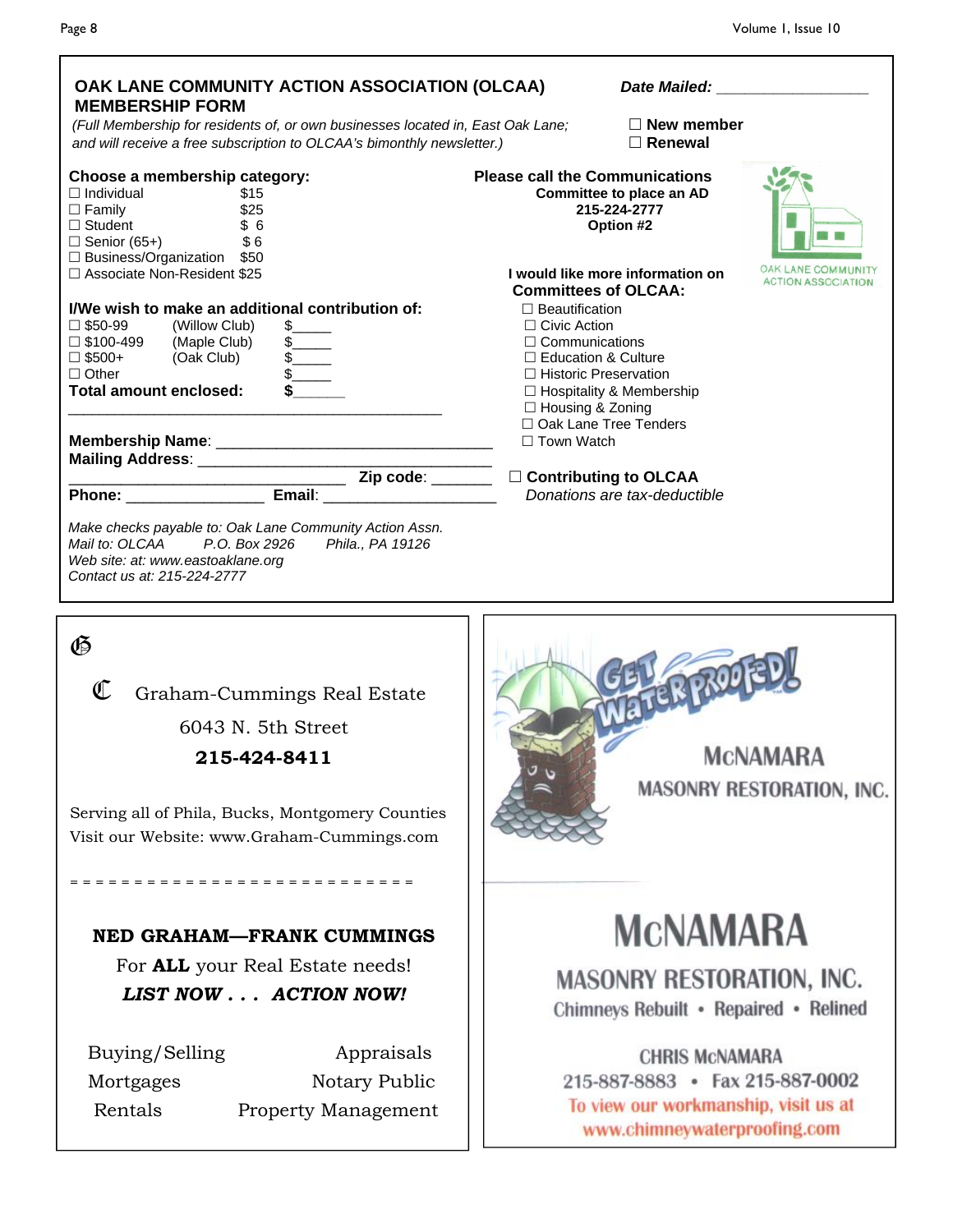## OAK LANE COMMUNITY ACTION ASSOCIATION (OLCAA) MEMBERSHIP FORM

**Date Mailed:** ___________________

*(Full Membership for residents of, or own businesses located in, East Oak Lane; and will receive a free subscription to OLCAA's bimonthly newsletter.)*

☐ **New member**
☐ **Renewal**

**Choose a membership category:**

- ☐ Individual $15
- ☐ Family $25
- ☐ Student $ 6
- ☐ Senior (65+) $ 6
- ☐ Business/Organization $50
- ☐ Associate Non-Resident $25

**I/We wish to make an additional contribution of:**

- ☐ $50-99 (Willow Club) $_____
- ☐ $100-499 (Maple Club) $_____
- ☐ $500+ (Oak Club) $_____
- ☐ Other $_____

**Total amount enclosed: $______**

**Membership Name**: ________________________________
**Mailing Address**: ________________________________
________________________________ **Zip code**: _______
**Phone:** ________________ **Email**: ____________________

*Make checks payable to: Oak Lane Community Action Assn.*
*Mail to: OLCAA P.O. Box 2926 Phila., PA 19126*
*Web site: at: www.eastoaklane.org*
*Contact us at: 215-224-2777*

**Please call the Communications Committee to place an AD**
**215-224-2777**
**Option #2**

OAK LANE COMMUNITY ACTION ASSOCIATION

**I would like more information on Committees of OLCAA:**

- ☐ Beautification
- ☐ Civic Action
- ☐ Communications
- ☐ Education & Culture
- ☐ Historic Preservation
- ☐ Hospitality & Membership
- ☐ Housing & Zoning
- ☐ Oak Lane Tree Tenders
- ☐ Town Watch

☐ **Contributing to OLCAA**
*Donations are tax-deductible*

---

G

C Graham-Cummings Real Estate

6043 N. 5th Street

**215-424-8411**

Serving all of Phila, Bucks, Montgomery Counties
Visit our Website: www.Graham-Cummings.com

= = = = = = = = = = = = = = = = = = = = = = = = = =

**NED GRAHAM—FRANK CUMMINGS**

For **ALL** your Real Estate needs!

***LIST NOW . . . ACTION NOW!***

| Buying/Selling | Appraisals |
|---|---|
| Mortgages | Notary Public |
| Rentals | Property Management |

---

GET WATERPROOFED!

McNAMARA
MASONRY RESTORATION, INC.

McNAMARA
MASONRY RESTORATION, INC.
Chimneys Rebuilt • Repaired • Relined

CHRIS McNAMARA
215-887-8883 • Fax 215-887-0002
To view our workmanship, visit us at
www.chimneywaterproofing.com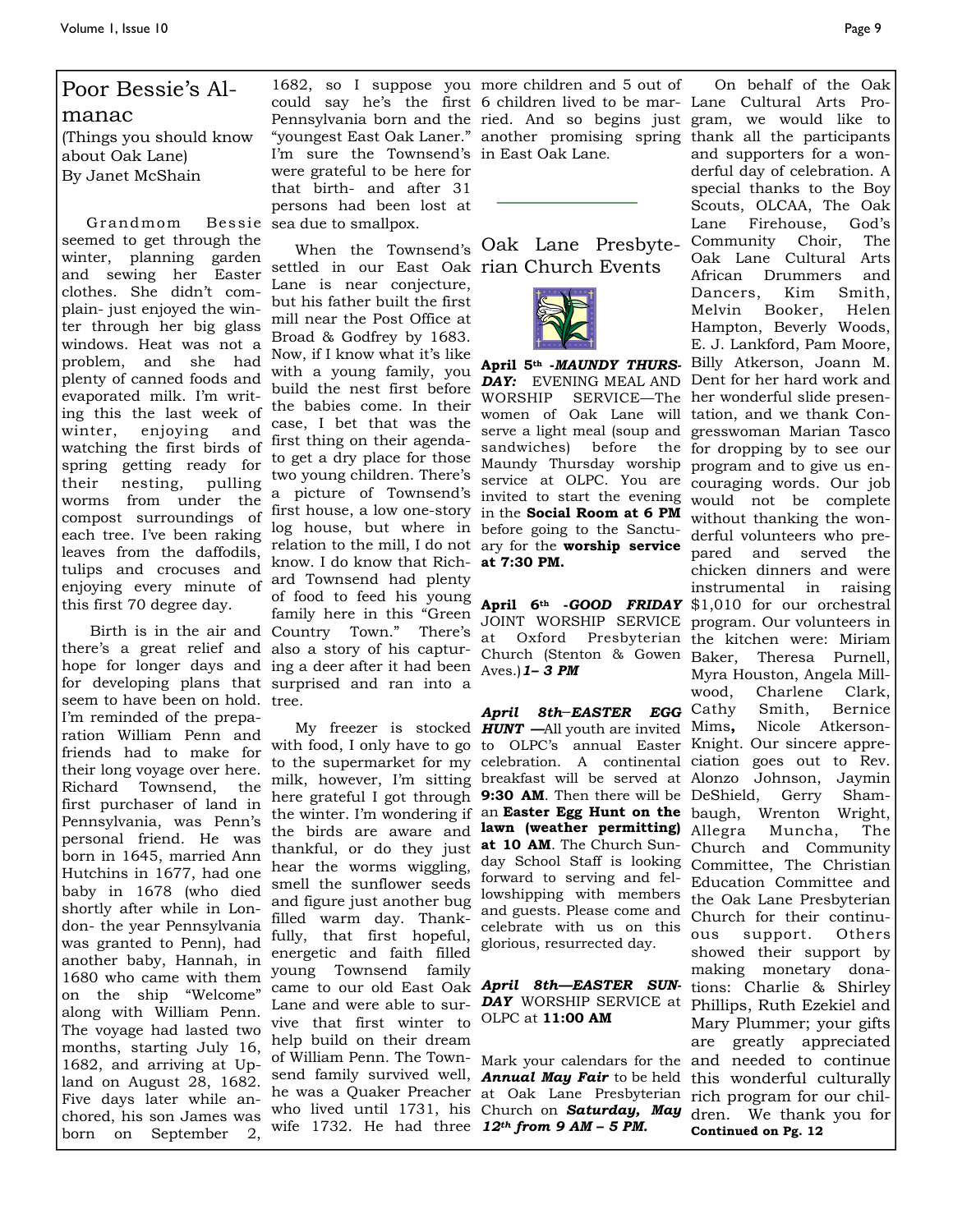## Poor Bessie's Almanac

(Things you should know about Oak Lane)
By Janet McShain

Grandmom Bessie seemed to get through the winter, planning garden and sewing her Easter clothes. She didn't complain- just enjoyed the winter through her big glass windows. Heat was not a problem, and she had plenty of canned foods and evaporated milk. I'm writing this the last week of winter, enjoying and watching the first birds of spring getting ready for their nesting, pulling worms from under the compost surroundings of each tree. I've been raking leaves from the daffodils, tulips and crocuses and enjoying every minute of this first 70 degree day.

Birth is in the air and there's a great relief and hope for longer days and for developing plans that seem to have been on hold. I'm reminded of the preparation William Penn and friends had to make for their long voyage over here. Richard Townsend, the first purchaser of land in Pennsylvania, was Penn's personal friend. He was born in 1645, married Ann Hutchins in 1677, had one baby in 1678 (who died shortly after while in London- the year Pennsylvania was granted to Penn), had another baby, Hannah, in 1680 who came with them on the ship "Welcome" along with William Penn. The voyage had lasted two months, starting July 16, 1682, and arriving at Upland on August 28, 1682. Five days later while anchored, his son James was born on September 2, 1682, so I suppose you could say he's the first Pennsylvania born and the "youngest East Oak Laner." I'm sure the Townsend's were grateful to be here for that birth- and after 31 persons had been lost at sea due to smallpox.

When the Townsend's settled in our East Oak Lane is near conjecture, but his father built the first mill near the Post Office at Broad & Godfrey by 1683. Now, if I know what it's like with a young family, you build the nest first before the babies come. In their case, I bet that was the first thing on their agenda-to get a dry place for those two young children. There's a picture of Townsend's first house, a low one-story log house, but where in relation to the mill, I do not know. I do know that Richard Townsend had plenty of food to feed his young family here in this "Green Country Town." There's also a story of his capturing a deer after it had been surprised and ran into a tree.

My freezer is stocked with food, I only have to go to the supermarket for my milk, however, I'm sitting here grateful I got through the winter. I'm wondering if the birds are aware and thankful, or do they just hear the worms wiggling, smell the sunflower seeds and figure just another bug filled warm day. Thankfully, that first hopeful, energetic and faith filled young Townsend family came to our old East Oak Lane and were able to survive that first winter to help build on their dream of William Penn. The Townsend family survived well, he was a Quaker Preacher who lived until 1731, his wife 1732. He had three more children and 5 out of 6 children lived to be married. And so begins just another promising spring in East Oak Lane.

---

## Oak Lane Presbyterian Church Events

**April 5th -*MAUNDY THURSDAY:*** EVENING MEAL AND WORSHIP SERVICE—The women of Oak Lane will serve a light meal (soup and sandwiches) before the Maundy Thursday worship service at OLPC. You are invited to start the evening in the **Social Room at 6 PM** before going to the Sanctuary for the **worship service at 7:30 PM.**

**April 6th -*GOOD FRIDAY*** JOINT WORSHIP SERVICE at Oxford Presbyterian Church (Stenton & Gowen Aves.) ***1– 3 PM***

***April 8th–EASTER EGG HUNT —***All youth are invited to OLPC's annual Easter celebration. A continental breakfast will be served at **9:30 AM**. Then there will be an **Easter Egg Hunt on the lawn (weather permitting) at 10 AM**. The Church Sunday School Staff is looking forward to serving and fellowshipping with members and guests. Please come and celebrate with us on this glorious, resurrected day.

***April 8th—EASTER SUNDAY*** WORSHIP SERVICE at OLPC at **11:00 AM**

Mark your calendars for the ***Annual May Fair*** to be held at Oak Lane Presbyterian Church on ***Saturday, May 12th from 9 AM – 5 PM.***

On behalf of the Oak Lane Cultural Arts Program, we would like to thank all the participants and supporters for a wonderful day of celebration. A special thanks to the Boy Scouts, OLCAA, The Oak Lane Firehouse, God's Community Choir, The Oak Lane Cultural Arts African Drummers and Dancers, Kim Smith, Melvin Booker, Helen Hampton, Beverly Woods, E. J. Lankford, Pam Moore, Billy Atkerson, Joann M. Dent for her hard work and her wonderful slide presentation, and we thank Congresswoman Marian Tasco for dropping by to see our program and to give us encouraging words. Our job would not be complete without thanking the wonderful volunteers who prepared and served the chicken dinners and were instrumental in raising $1,010 for our orchestral program. Our volunteers in the kitchen were: Miriam Baker, Theresa Purnell, Myra Houston, Angela Millwood, Charlene Clark, Cathy Smith, Bernice Mims**,** Nicole Atkerson-Knight. Our sincere appreciation goes out to Rev. Alonzo Johnson, Jaymin DeShield, Gerry Shambaugh, Wrenton Wright, Allegra Muncha, The Church and Community Committee, The Christian Education Committee and the Oak Lane Presbyterian Church for their continuous support. Others showed their support by making monetary donations: Charlie & Shirley Phillips, Ruth Ezekiel and Mary Plummer; your gifts are greatly appreciated and needed to continue this wonderful culturally rich program for our children. We thank you for **Continued on Pg. 12**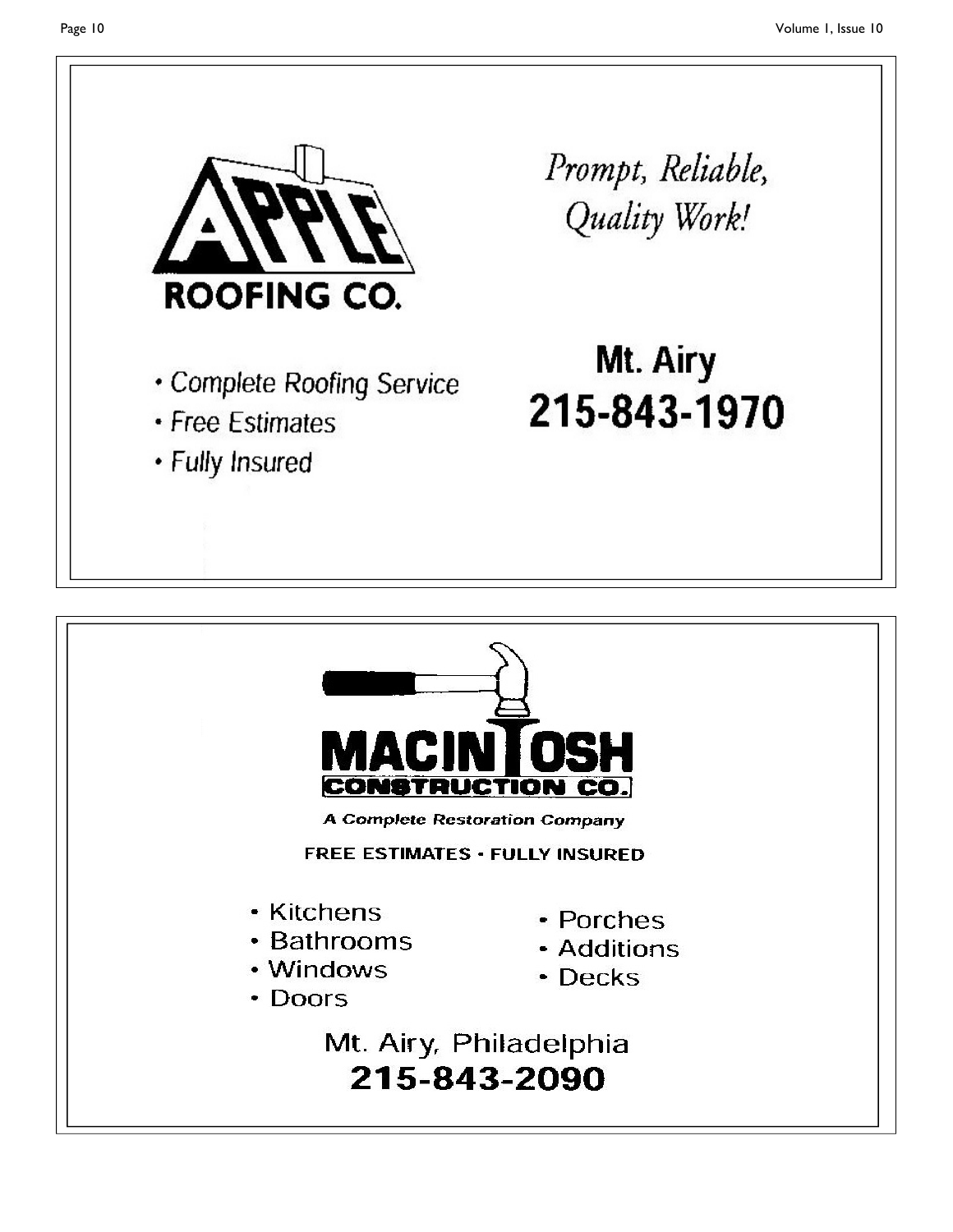**APPLE ROOFING CO.**

*Prompt, Reliable, Quality Work!*

- Complete Roofing Service
- Free Estimates
- Fully Insured

**Mt. Airy**
**215-843-1970**

---

**MACINTOSH CONSTRUCTION CO.**

*A Complete Restoration Company*

**FREE ESTIMATES • FULLY INSURED**

- Kitchens
- Bathrooms
- Windows
- Doors
- Porches
- Additions
- Decks

Mt. Airy, Philadelphia
**215-843-2090**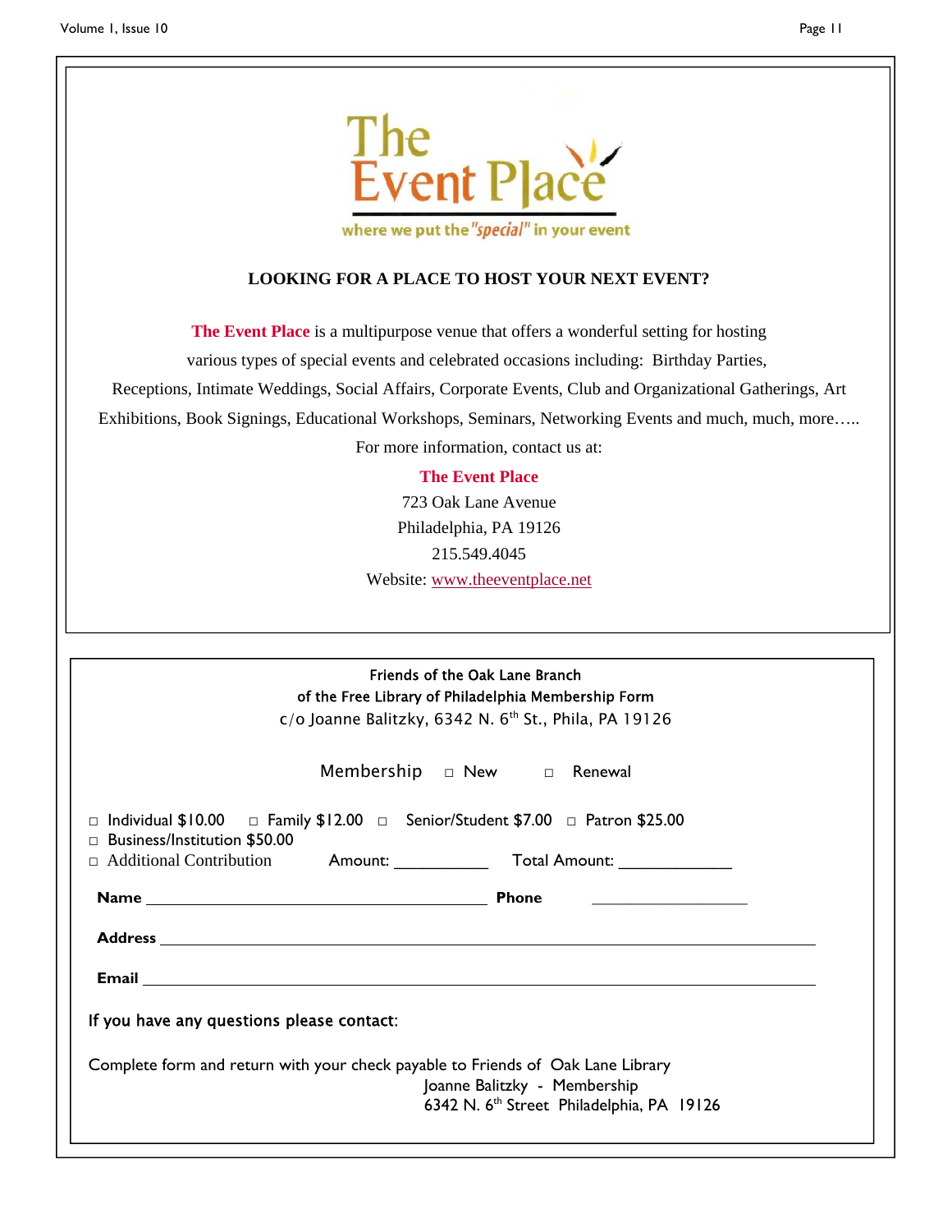# The Event Place

where we put the "*special*" in your event

**LOOKING FOR A PLACE TO HOST YOUR NEXT EVENT?**

**The Event Place** is a multipurpose venue that offers a wonderful setting for hosting various types of special events and celebrated occasions including: Birthday Parties, Receptions, Intimate Weddings, Social Affairs, Corporate Events, Club and Organizational Gatherings, Art Exhibitions, Book Signings, Educational Workshops, Seminars, Networking Events and much, much, more…..

For more information, contact us at:

**The Event Place**
723 Oak Lane Avenue
Philadelphia, PA 19126
215.549.4045
Website: www.theeventplace.net

---

Friends of the Oak Lane Branch
of the Free Library of Philadelphia Membership Form
c/o Joanne Balitzky, 6342 N. 6th St., Phila, PA 19126

Membership □ New □ Renewal

□ Individual $10.00 □ Family $12.00 □ Senior/Student $7.00 □ Patron $25.00
□ Business/Institution $50.00
□ Additional Contribution Amount: __________ Total Amount: ____________

**Name** ________________________________________ **Phone** __________________

**Address** ____________________________________________________________

**Email** ______________________________________________________________

If you have any questions please contact:

Complete form and return with your check payable to Friends of Oak Lane Library
Joanne Balitzky - Membership
6342 N. 6th Street Philadelphia, PA 19126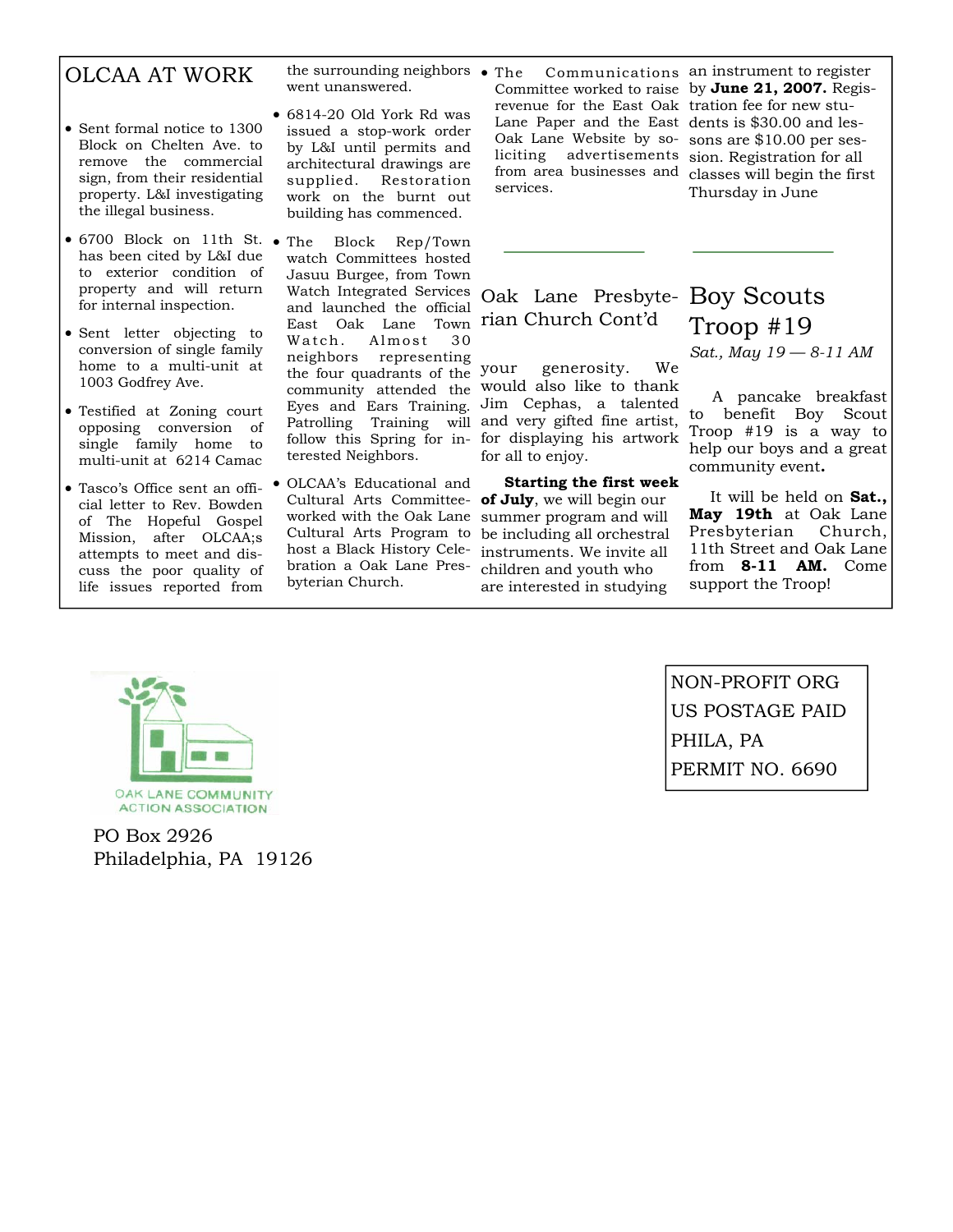## OLCAA AT WORK

- Sent formal notice to 1300 Block on Chelten Ave. to remove the commercial sign, from their residential property. L&I investigating the illegal business.
- 6700 Block on 11th St. has been cited by L&I due to exterior condition of property and will return for internal inspection.
- Sent letter objecting to conversion of single family home to a multi-unit at 1003 Godfrey Ave.
- Testified at Zoning court opposing conversion of single family home to multi-unit at 6214 Camac
- Tasco's Office sent an official letter to Rev. Bowden of The Hopeful Gospel Mission, after OLCAA;s attempts to meet and discuss the poor quality of life issues reported from the surrounding neighbors went unanswered.
- 6814-20 Old York Rd was issued a stop-work order by L&I until permits and architectural drawings are supplied. Restoration work on the burnt out building has commenced.
- The Block Rep/Town watch Committees hosted Jasuu Burgee, from Town Watch Integrated Services and launched the official East Oak Lane Town Watch. Almost 30 neighbors representing the four quadrants of the community attended the Eyes and Ears Training. Patrolling Training will follow this Spring for interested Neighbors.
- OLCAA's Educational and Cultural Arts Committee worked with the Oak Lane Cultural Arts Program to host a Black History Celebration a Oak Lane Presbyterian Church.
- The Communications Committee worked to raise revenue for the East Oak Lane Paper and the East Oak Lane Website by soliciting advertisements from area businesses and services.

## Oak Lane Presbyterian Church Cont'd

your generosity. We would also like to thank Jim Cephas, a talented and very gifted fine artist, for displaying his artwork for all to enjoy.

**Starting the first week of July**, we will begin our summer program and will be including all orchestral instruments. We invite all children and youth who are interested in studying an instrument to register by **June 21, 2007.** Registration fee for new students is $30.00 and lessons are $10.00 per session. Registration for all classes will begin the first Thursday in June

## Boy Scouts Troop #19

*Sat., May 19 — 8-11 AM*

A pancake breakfast to benefit Boy Scout Troop #19 is a way to help our boys and a great community event**.**

It will be held on **Sat., May 19th** at Oak Lane Presbyterian Church, 11th Street and Oak Lane from **8-11 AM.** Come support the Troop!

OAK LANE COMMUNITY ACTION ASSOCIATION

PO Box 2926
Philadelphia, PA 19126

NON-PROFIT ORG
US POSTAGE PAID
PHILA, PA
PERMIT NO. 6690